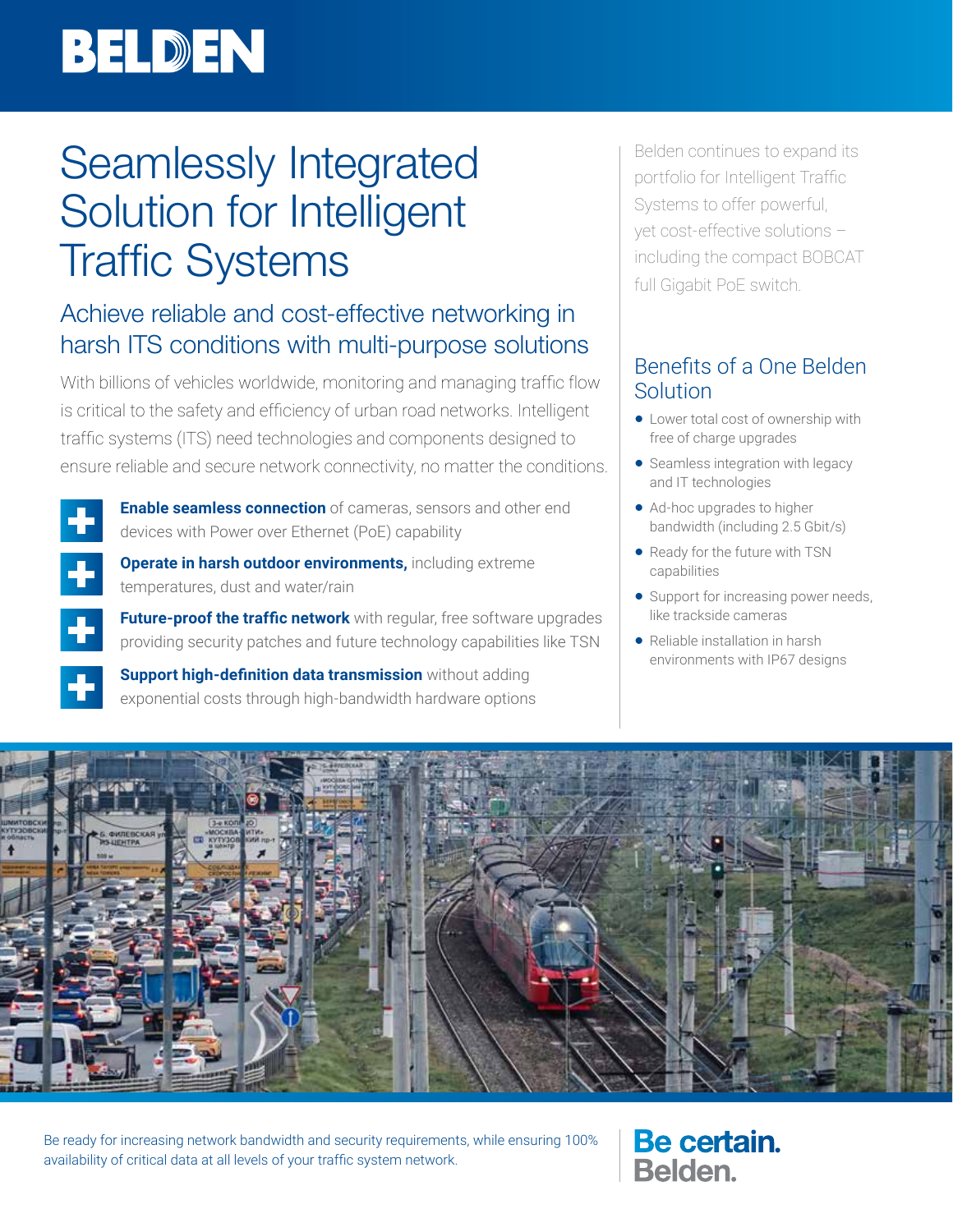# Seamlessly Integrated Solution for Intelligent Traffic Systems

## Achieve reliable and cost-effective networking in harsh ITS conditions with multi-purpose solutions

With billions of vehicles worldwide, monitoring and managing traffic flow is critical to the safety and efficiency of urban road networks. Intelligent traffic systems (ITS) need technologies and components designed to ensure reliable and secure network connectivity, no matter the conditions.

- **Enable seamless connection** of cameras, sensors and other end devices with Power over Ethernet (PoE) capability
- **Operate in harsh outdoor environments,** including extreme temperatures, dust and water/rain
- **Future-proof the traffic network** with regular, free software upgrades providing security patches and future technology capabilities like TSN
- **Support high-definition data transmission** without adding exponential costs through high-bandwidth hardware options

Belden continues to expand its portfolio for Intelligent Traffic Systems to offer powerful, yet cost-effective solutions – including the compact BOBCAT full Gigabit PoE switch.

## Benefits of a One Belden Solution

- Lower total cost of ownership with free of charge upgrades
- Seamless integration with legacy and IT technologies
- Ad-hoc upgrades to higher bandwidth (including 2.5 Gbit/s)
- Ready for the future with TSN capabilities
- Support for increasing power needs, like trackside cameras
- Reliable installation in harsh environments with IP67 designs

Be ready for increasing network bandwidth and security requirements, while ensuring 100% availability of critical data at all levels of your traffic system network.

**Be certain. Belden.**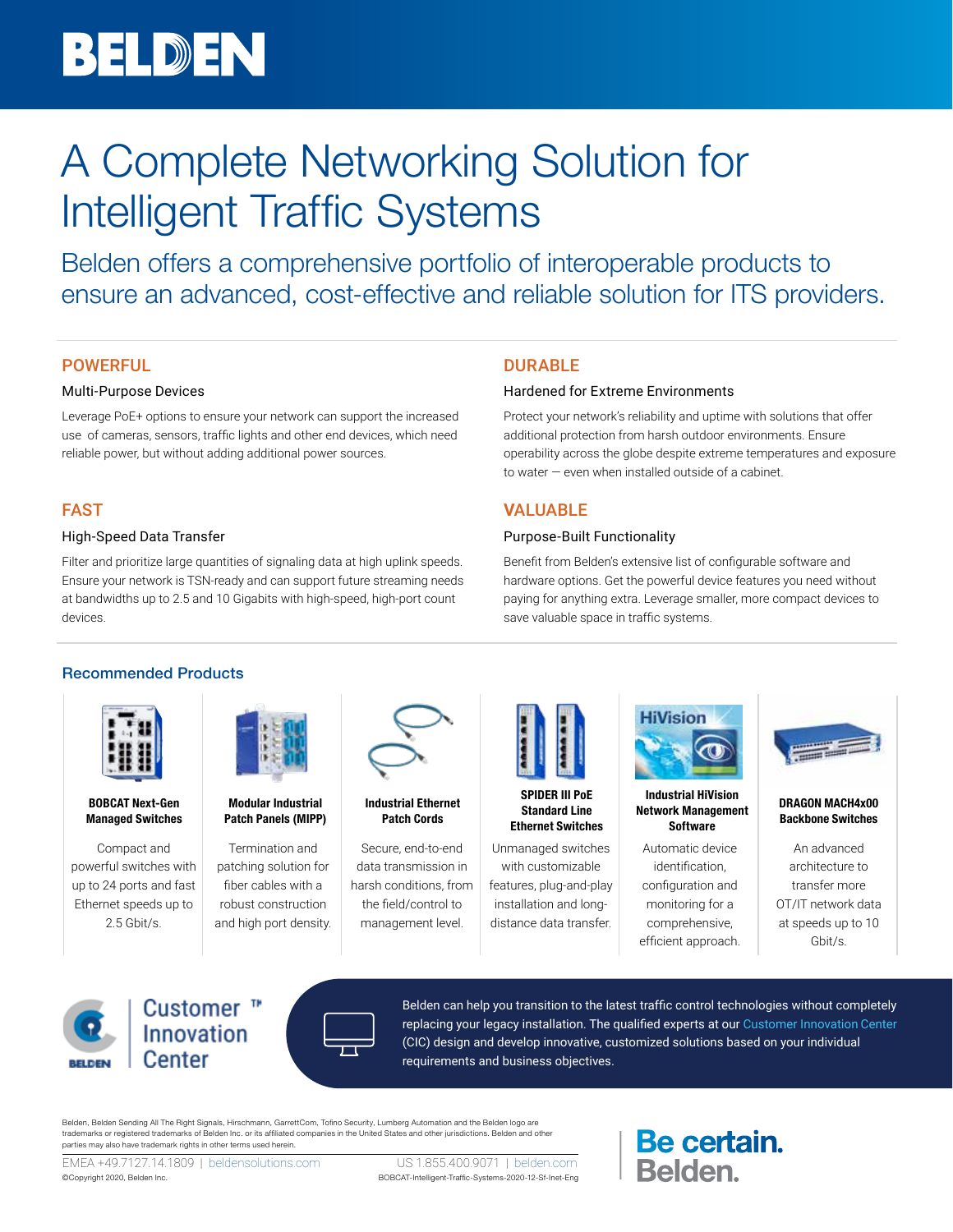# A Complete Networking Solution for Intelligent Traffic Systems

## Belden offers a comprehensive portfolio of interoperable products to ensure an advanced, cost-effective and reliable solution for ITS providers.

### POWERFUL

**Multi-Purpose Devices**

Leverage PoE+ options to ensure your network can support the increased use of cameras, sensors, traffic lights and other end devices, which need reliable power, but without adding additional power sources.

### FAST

**High-Speed Data Transfer**

Filter and prioritize large quantities of signaling data at high uplink speeds. Ensure your network is TSN-ready and can support future streaming needs at bandwidths up to 2.5 and 10 Gigabits with high-speed, high-port count devices.

### DURABLE

**Hardened for Extreme Environments**

Protect your network's reliability and uptime with solutions that offer additional protection from harsh outdoor environments. Ensure operability across the globe despite extreme temperatures and exposure to water — even when installed outside of a cabinet.

### VALUABLE

**Purpose-Built Functionality**

Benefit from Belden's extensive list of configurable software and hardware options. Get the powerful device features you need without paying for anything extra. Leverage smaller, more compact devices to save valuable space in traffic systems.

## Recommended Products

**BOBCAT Next-Gen Managed Switches**

Compact and powerful switches with up to 24 ports and fast Ethernet speeds up to 2.5 Gbit/s.

**Modular Industrial Patch Panels (MIPP)**

Termination and patching solution for fiber cables with a robust construction and high port density.

**Industrial Ethernet Patch Cords**

Secure, end-to-end data transmission in harsh conditions, from the field/control to management level.

**SPIDER III PoE Standard Line Ethernet Switches**

Unmanaged switches with customizable features, plug-and-play installation and long-distance data transfer.

**Industrial HiVision Network Management Software**

Automatic device identification, configuration and monitoring for a comprehensive, efficient approach.

**DRAGON MACH4x00 Backbone Switches**

An advanced architecture to transfer more OT/IT network data at speeds up to 10 Gbit/s.

Customer™ Innovation Center

Belden can help you transition to the latest traffic control technologies without completely replacing your legacy installation. The qualified experts at our Customer Innovation Center (CIC) design and develop innovative, customized solutions based on your individual requirements and business objectives.

Belden, Belden Sending All The Right Signals, Hirschmann, GarrettCom, Tofino Security, Lumberg Automation and the Belden logo are trademarks or registered trademarks of Belden Inc. or its affiliated companies in the United States and other jurisdictions. Belden and other parties may also have trademark rights in other terms used herein.

EMEA +49.7127.14.1809 | beldensolutions.com

US 1.855.400.9071 | belden.com

©Copyright 2020, Belden Inc.

BOBCAT-Intelligent-Traffic-Systems-2020-12-Sf-Inet-Eng

**Be certain. Belden.**